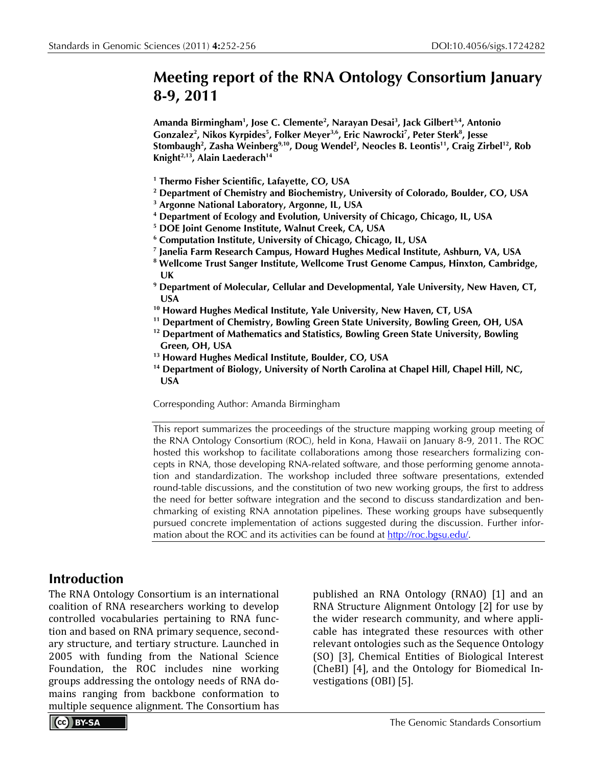# Meeting report of the RNA Ontology Consortium January 8-9, 2011

**Amanda Birmingham[1], Jose C. Clemente[2], Narayan Desai[3], Jack Gilbert[3,4], Antonio Gonzalez[2], Nikos Kyrpides[5], Folker Meyer[3,6], Eric Nawrocki[7], Peter Sterk[8], Jesse Stombaugh[2], Zasha Weinberg[9,10], Doug Wendel[2], Neocles B. Leontis[11], Craig Zirbel[12], Rob Knight[2,13], Alain Laederach[14]**

[1] Thermo Fisher Scientific, Lafayette, CO, USA
[2] Department of Chemistry and Biochemistry, University of Colorado, Boulder, CO, USA
[3] Argonne National Laboratory, Argonne, IL, USA
[4] Department of Ecology and Evolution, University of Chicago, Chicago, IL, USA
[5] DOE Joint Genome Institute, Walnut Creek, CA, USA
[6] Computation Institute, University of Chicago, Chicago, IL, USA
[7] Janelia Farm Research Campus, Howard Hughes Medical Institute, Ashburn, VA, USA
[8] Wellcome Trust Sanger Institute, Wellcome Trust Genome Campus, Hinxton, Cambridge, UK
[9] Department of Molecular, Cellular and Developmental, Yale University, New Haven, CT, USA
[10] Howard Hughes Medical Institute, Yale University, New Haven, CT, USA
[11] Department of Chemistry, Bowling Green State University, Bowling Green, OH, USA
[12] Department of Mathematics and Statistics, Bowling Green State University, Bowling Green, OH, USA
[13] Howard Hughes Medical Institute, Boulder, CO, USA
[14] Department of Biology, University of North Carolina at Chapel Hill, Chapel Hill, NC, USA

Corresponding Author: Amanda Birmingham

This report summarizes the proceedings of the structure mapping working group meeting of the RNA Ontology Consortium (ROC), held in Kona, Hawaii on January 8-9, 2011. The ROC hosted this workshop to facilitate collaborations among those researchers formalizing concepts in RNA, those developing RNA-related software, and those performing genome annotation and standardization. The workshop included three software presentations, extended round-table discussions, and the constitution of two new working groups, the first to address the need for better software integration and the second to discuss standardization and benchmarking of existing RNA annotation pipelines. These working groups have subsequently pursued concrete implementation of actions suggested during the discussion. Further information about the ROC and its activities can be found at http://roc.bgsu.edu/.

## Introduction

The RNA Ontology Consortium is an international coalition of RNA researchers working to develop controlled vocabularies pertaining to RNA function and based on RNA primary sequence, secondary structure, and tertiary structure. Launched in 2005 with funding from the National Science Foundation, the ROC includes nine working groups addressing the ontology needs of RNA domains ranging from backbone conformation to multiple sequence alignment. The Consortium has published an RNA Ontology (RNAO) [1] and an RNA Structure Alignment Ontology [2] for use by the wider research community, and where applicable has integrated these resources with other relevant ontologies such as the Sequence Ontology (SO) [3], Chemical Entities of Biological Interest (CheBI) [4], and the Ontology for Biomedical Investigations (OBI) [5].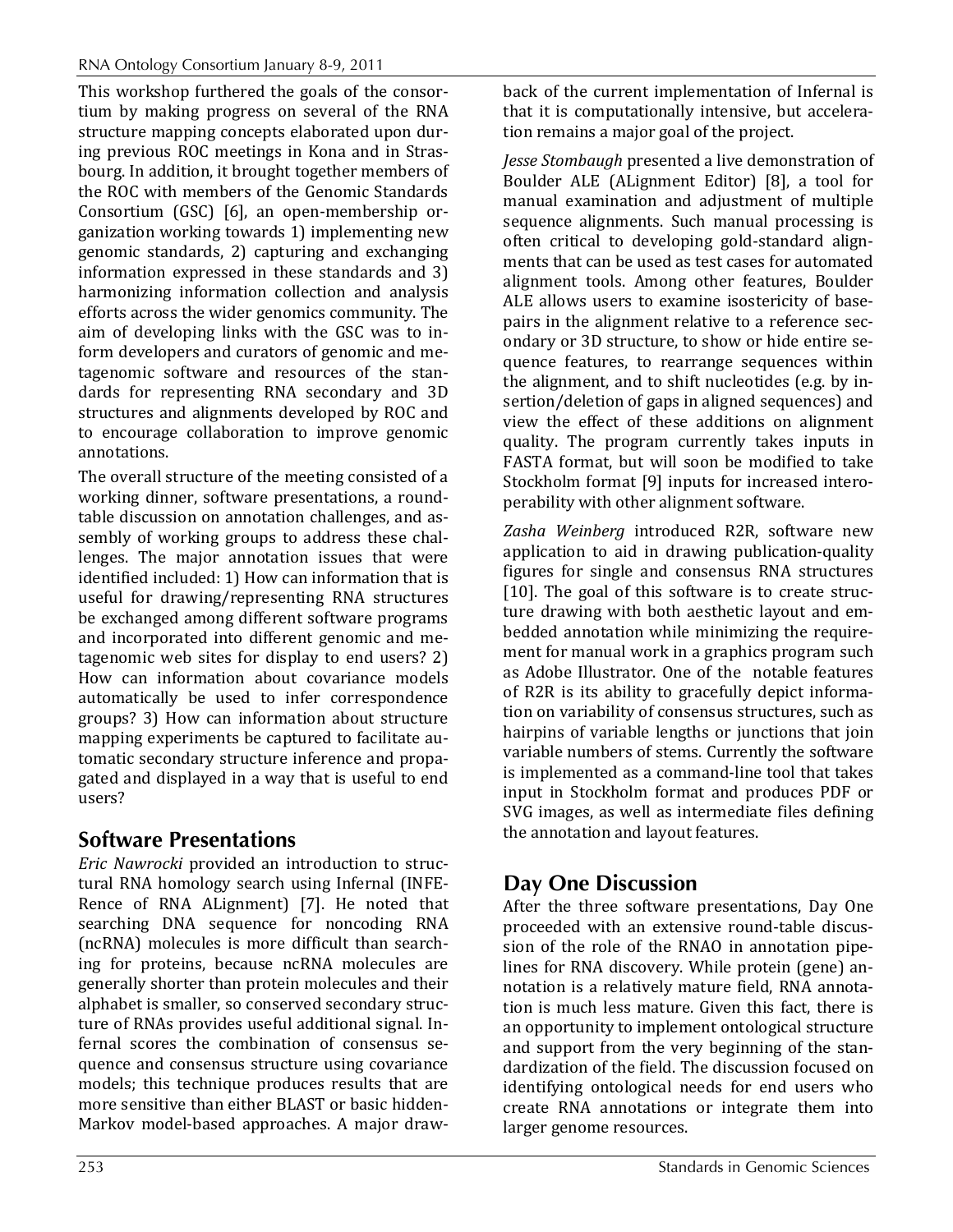This workshop furthered the goals of the consortium by making progress on several of the RNA structure mapping concepts elaborated upon during previous ROC meetings in Kona and in Strasbourg. In addition, it brought together members of the ROC with members of the Genomic Standards Consortium (GSC) [6], an open-membership organization working towards 1) implementing new genomic standards, 2) capturing and exchanging information expressed in these standards and 3) harmonizing information collection and analysis efforts across the wider genomics community. The aim of developing links with the GSC was to inform developers and curators of genomic and metagenomic software and resources of the standards for representing RNA secondary and 3D structures and alignments developed by ROC and to encourage collaboration to improve genomic annotations.

The overall structure of the meeting consisted of a working dinner, software presentations, a round-table discussion on annotation challenges, and assembly of working groups to address these challenges. The major annotation issues that were identified included: 1) How can information that is useful for drawing/representing RNA structures be exchanged among different software programs and incorporated into different genomic and metagenomic web sites for display to end users? 2) How can information about covariance models automatically be used to infer correspondence groups? 3) How can information about structure mapping experiments be captured to facilitate automatic secondary structure inference and propagated and displayed in a way that is useful to end users?

## Software Presentations

*Eric Nawrocki* provided an introduction to structural RNA homology search using Infernal (INFERence of RNA ALignment) [7]. He noted that searching DNA sequence for noncoding RNA (ncRNA) molecules is more difficult than searching for proteins, because ncRNA molecules are generally shorter than protein molecules and their alphabet is smaller, so conserved secondary structure of RNAs provides useful additional signal. Infernal scores the combination of consensus sequence and consensus structure using covariance models; this technique produces results that are more sensitive than either BLAST or basic hidden-Markov model-based approaches. A major drawback of the current implementation of Infernal is that it is computationally intensive, but acceleration remains a major goal of the project.

*Jesse Stombaugh* presented a live demonstration of Boulder ALE (ALignment Editor) [8], a tool for manual examination and adjustment of multiple sequence alignments. Such manual processing is often critical to developing gold-standard alignments that can be used as test cases for automated alignment tools. Among other features, Boulder ALE allows users to examine isostericity of base-pairs in the alignment relative to a reference secondary or 3D structure, to show or hide entire sequence features, to rearrange sequences within the alignment, and to shift nucleotides (e.g. by insertion/deletion of gaps in aligned sequences) and view the effect of these additions on alignment quality. The program currently takes inputs in FASTA format, but will soon be modified to take Stockholm format [9] inputs for increased interoperability with other alignment software.

*Zasha Weinberg* introduced R2R, software new application to aid in drawing publication-quality figures for single and consensus RNA structures [10]. The goal of this software is to create structure drawing with both aesthetic layout and embedded annotation while minimizing the requirement for manual work in a graphics program such as Adobe Illustrator. One of the notable features of R2R is its ability to gracefully depict information on variability of consensus structures, such as hairpins of variable lengths or junctions that join variable numbers of stems. Currently the software is implemented as a command-line tool that takes input in Stockholm format and produces PDF or SVG images, as well as intermediate files defining the annotation and layout features.

## Day One Discussion

After the three software presentations, Day One proceeded with an extensive round-table discussion of the role of the RNAO in annotation pipelines for RNA discovery. While protein (gene) annotation is a relatively mature field, RNA annotation is much less mature. Given this fact, there is an opportunity to implement ontological structure and support from the very beginning of the standardization of the field. The discussion focused on identifying ontological needs for end users who create RNA annotations or integrate them into larger genome resources.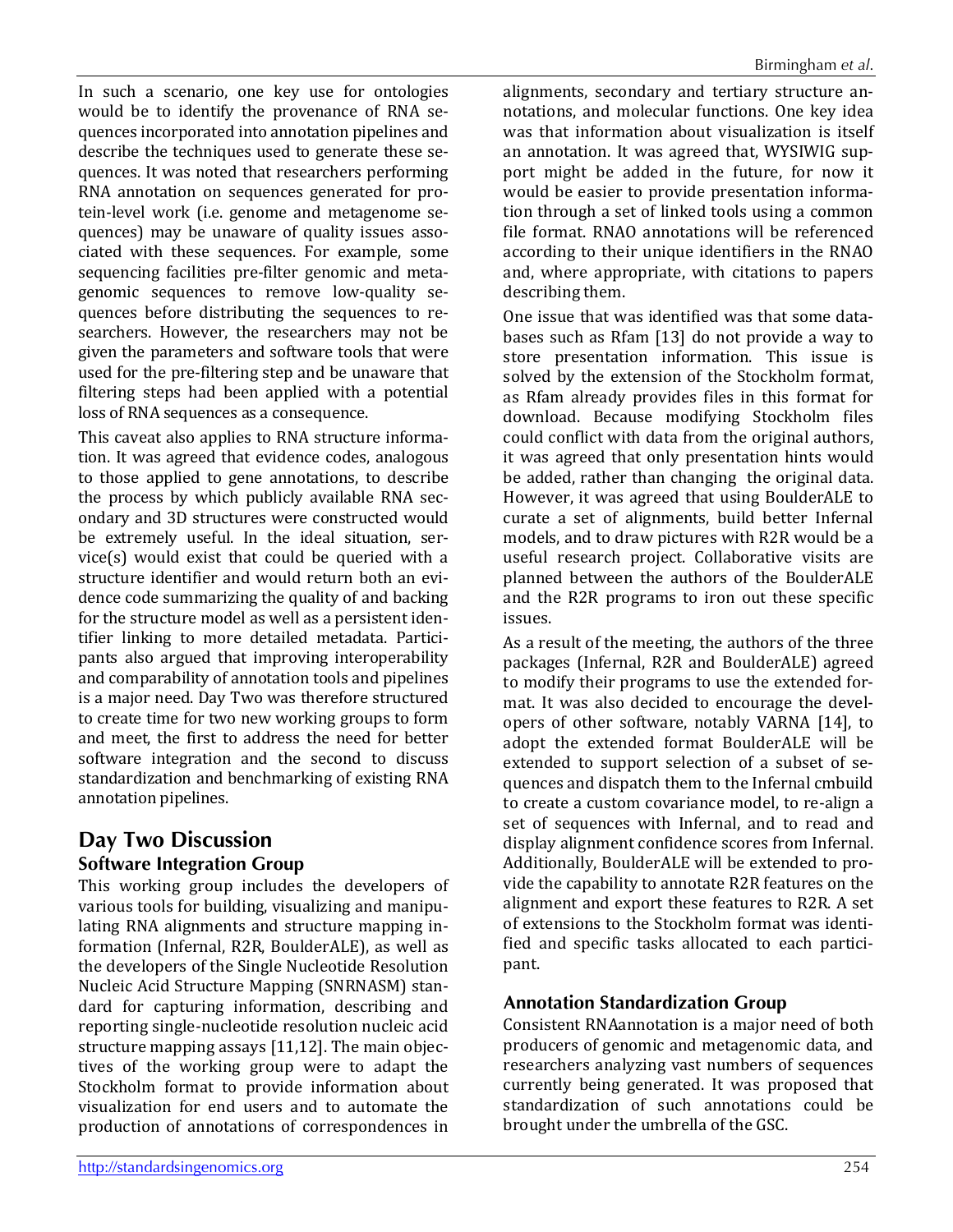In such a scenario, one key use for ontologies would be to identify the provenance of RNA sequences incorporated into annotation pipelines and describe the techniques used to generate these sequences. It was noted that researchers performing RNA annotation on sequences generated for protein-level work (i.e. genome and metagenome sequences) may be unaware of quality issues associated with these sequences. For example, some sequencing facilities pre-filter genomic and metagenomic sequences to remove low-quality sequences before distributing the sequences to researchers. However, the researchers may not be given the parameters and software tools that were used for the pre-filtering step and be unaware that filtering steps had been applied with a potential loss of RNA sequences as a consequence.

This caveat also applies to RNA structure information. It was agreed that evidence codes, analogous to those applied to gene annotations, to describe the process by which publicly available RNA secondary and 3D structures were constructed would be extremely useful. In the ideal situation, service(s) would exist that could be queried with a structure identifier and would return both an evidence code summarizing the quality of and backing for the structure model as well as a persistent identifier linking to more detailed metadata. Participants also argued that improving interoperability and comparability of annotation tools and pipelines is a major need. Day Two was therefore structured to create time for two new working groups to form and meet, the first to address the need for better software integration and the second to discuss standardization and benchmarking of existing RNA annotation pipelines.

## Day Two Discussion

### Software Integration Group

This working group includes the developers of various tools for building, visualizing and manipulating RNA alignments and structure mapping information (Infernal, R2R, BoulderALE), as well as the developers of the Single Nucleotide Resolution Nucleic Acid Structure Mapping (SNRNASM) standard for capturing information, describing and reporting single-nucleotide resolution nucleic acid structure mapping assays [11,12]. The main objectives of the working group were to adapt the Stockholm format to provide information about visualization for end users and to automate the production of annotations of correspondences in alignments, secondary and tertiary structure annotations, and molecular functions. One key idea was that information about visualization is itself an annotation. It was agreed that, WYSIWIG support might be added in the future, for now it would be easier to provide presentation information through a set of linked tools using a common file format. RNAO annotations will be referenced according to their unique identifiers in the RNAO and, where appropriate, with citations to papers describing them.

One issue that was identified was that some databases such as Rfam [13] do not provide a way to store presentation information. This issue is solved by the extension of the Stockholm format, as Rfam already provides files in this format for download. Because modifying Stockholm files could conflict with data from the original authors, it was agreed that only presentation hints would be added, rather than changing the original data. However, it was agreed that using BoulderALE to curate a set of alignments, build better Infernal models, and to draw pictures with R2R would be a useful research project. Collaborative visits are planned between the authors of the BoulderALE and the R2R programs to iron out these specific issues.

As a result of the meeting, the authors of the three packages (Infernal, R2R and BoulderALE) agreed to modify their programs to use the extended format. It was also decided to encourage the developers of other software, notably VARNA [14], to adopt the extended format BoulderALE will be extended to support selection of a subset of sequences and dispatch them to the Infernal cmbuild to create a custom covariance model, to re-align a set of sequences with Infernal, and to read and display alignment confidence scores from Infernal. Additionally, BoulderALE will be extended to provide the capability to annotate R2R features on the alignment and export these features to R2R. A set of extensions to the Stockholm format was identified and specific tasks allocated to each participant.

### Annotation Standardization Group

Consistent RNAannotation is a major need of both producers of genomic and metagenomic data, and researchers analyzing vast numbers of sequences currently being generated. It was proposed that standardization of such annotations could be brought under the umbrella of the GSC.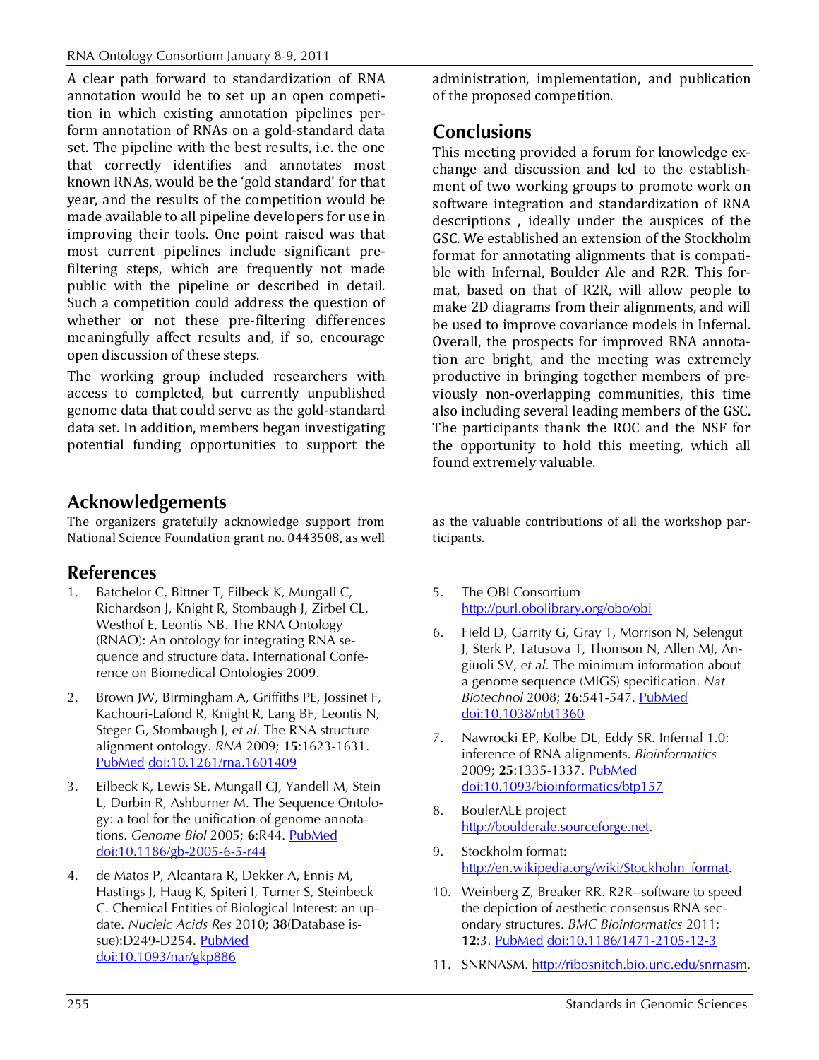A clear path forward to standardization of RNA annotation would be to set up an open competition in which existing annotation pipelines perform annotation of RNAs on a gold-standard data set. The pipeline with the best results, i.e. the one that correctly identifies and annotates most known RNAs, would be the 'gold standard' for that year, and the results of the competition would be made available to all pipeline developers for use in improving their tools. One point raised was that most current pipelines include significant pre-filtering steps, which are frequently not made public with the pipeline or described in detail. Such a competition could address the question of whether or not these pre-filtering differences meaningfully affect results and, if so, encourage open discussion of these steps.

The working group included researchers with access to completed, but currently unpublished genome data that could serve as the gold-standard data set. In addition, members began investigating potential funding opportunities to support the administration, implementation, and publication of the proposed competition.

## Conclusions

This meeting provided a forum for knowledge exchange and discussion and led to the establishment of two working groups to promote work on software integration and standardization of RNA descriptions , ideally under the auspices of the GSC. We established an extension of the Stockholm format for annotating alignments that is compatible with Infernal, Boulder Ale and R2R. This format, based on that of R2R, will allow people to make 2D diagrams from their alignments, and will be used to improve covariance models in Infernal. Overall, the prospects for improved RNA annotation are bright, and the meeting was extremely productive in bringing together members of previously non-overlapping communities, this time also including several leading members of the GSC. The participants thank the ROC and the NSF for the opportunity to hold this meeting, which all found extremely valuable.

## Acknowledgements

The organizers gratefully acknowledge support from National Science Foundation grant no. 0443508, as well as the valuable contributions of all the workshop participants.

## References

1. Batchelor C, Bittner T, Eilbeck K, Mungall C, Richardson J, Knight R, Stombaugh J, Zirbel CL, Westhof E, Leontis NB. The RNA Ontology (RNAO): An ontology for integrating RNA sequence and structure data. International Conference on Biomedical Ontologies 2009.
2. Brown JW, Birmingham A, Griffiths PE, Jossinet F, Kachouri-Lafond R, Knight R, Lang BF, Leontis N, Steger G, Stombaugh J, *et al*. The RNA structure alignment ontology. *RNA* 2009; **15**:1623-1631. PubMed doi:10.1261/rna.1601409
3. Eilbeck K, Lewis SE, Mungall CJ, Yandell M, Stein L, Durbin R, Ashburner M. The Sequence Ontology: a tool for the unification of genome annotations. *Genome Biol* 2005; **6**:R44. PubMed doi:10.1186/gb-2005-6-5-r44
4. de Matos P, Alcantara R, Dekker A, Ennis M, Hastings J, Haug K, Spiteri I, Turner S, Steinbeck C. Chemical Entities of Biological Interest: an update. *Nucleic Acids Res* 2010; **38**(Database issue):D249-D254. PubMed doi:10.1093/nar/gkp886
5. The OBI Consortium http://purl.obolibrary.org/obo/obi
6. Field D, Garrity G, Gray T, Morrison N, Selengut J, Sterk P, Tatusova T, Thomson N, Allen MJ, Angiuoli SV, *et al*. The minimum information about a genome sequence (MIGS) specification. *Nat Biotechnol* 2008; **26**:541-547. PubMed doi:10.1038/nbt1360
7. Nawrocki EP, Kolbe DL, Eddy SR. Infernal 1.0: inference of RNA alignments. *Bioinformatics* 2009; **25**:1335-1337. PubMed doi:10.1093/bioinformatics/btp157
8. BoulerALE project http://boulderale.sourceforge.net.
9. Stockholm format: http://en.wikipedia.org/wiki/Stockholm_format.
10. Weinberg Z, Breaker RR. R2R--software to speed the depiction of aesthetic consensus RNA secondary structures. *BMC Bioinformatics* 2011; **12**:3. PubMed doi:10.1186/1471-2105-12-3
11. SNRNASM. http://ribosnitch.bio.unc.edu/snrnasm.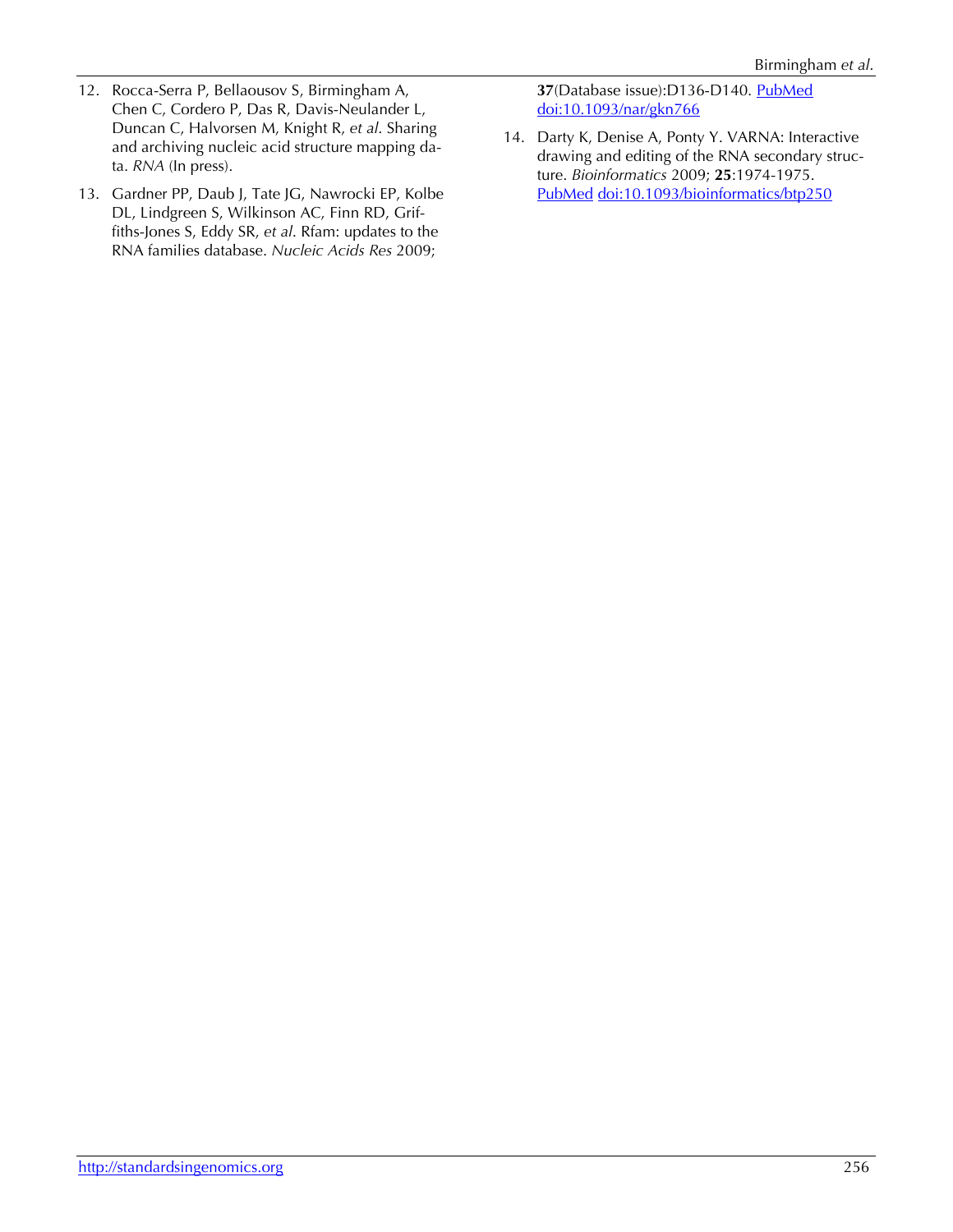12. Rocca-Serra P, Bellaousov S, Birmingham A, Chen C, Cordero P, Das R, Davis-Neulander L, Duncan C, Halvorsen M, Knight R, *et al*. Sharing and archiving nucleic acid structure mapping data. *RNA* (In press).

13. Gardner PP, Daub J, Tate JG, Nawrocki EP, Kolbe DL, Lindgreen S, Wilkinson AC, Finn RD, Griffiths-Jones S, Eddy SR, *et al*. Rfam: updates to the RNA families database. *Nucleic Acids Res* 2009; **37**(Database issue):D136-D140. PubMed doi:10.1093/nar/gkn766

14. Darty K, Denise A, Ponty Y. VARNA: Interactive drawing and editing of the RNA secondary structure. *Bioinformatics* 2009; **25**:1974-1975. PubMed doi:10.1093/bioinformatics/btp250